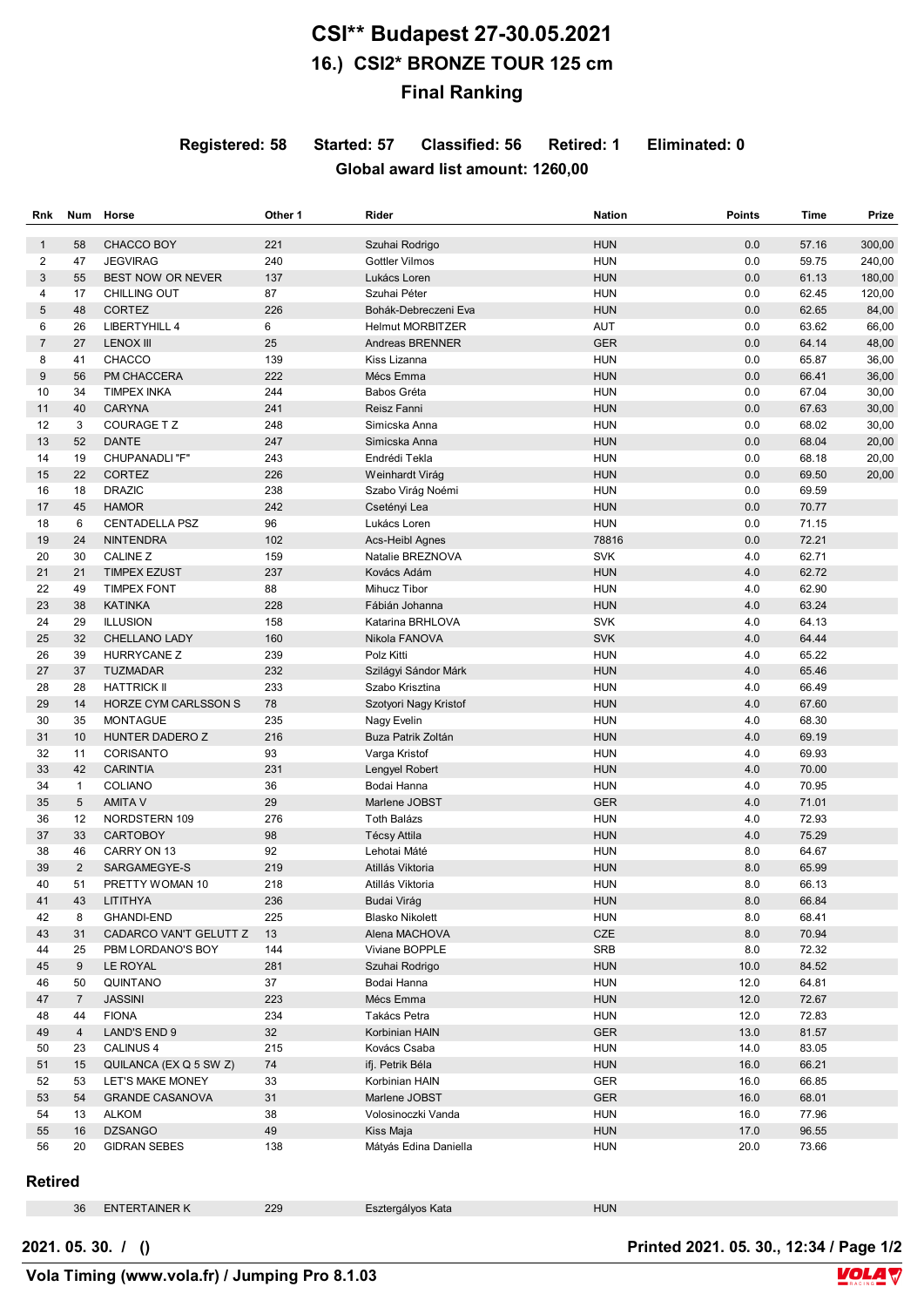# CSI** Budapest 27-30.05.2021

## 16.) CSI2* BRONZE TOUR 125 cm

## Final Ranking

**Registered: 58 Started: 57 Classified: 56 Retired: 1 Eliminated: 0**

**Global award list amount: 1260,00**

| Rnk | Num | Horse | Other 1 | Rider | Nation | Points | Time | Prize |
|---|---|---|---|---|---|---|---|---|
| 1 | 58 | CHACCO BOY | 221 | Szuhai Rodrigo | HUN | 0.0 | 57.16 | 300,00 |
| 2 | 47 | JEGVIRAG | 240 | Gottler Vilmos | HUN | 0.0 | 59.75 | 240,00 |
| 3 | 55 | BEST NOW OR NEVER | 137 | Lukács Loren | HUN | 0.0 | 61.13 | 180,00 |
| 4 | 17 | CHILLING OUT | 87 | Szuhai Péter | HUN | 0.0 | 62.45 | 120,00 |
| 5 | 48 | CORTEZ | 226 | Bohák-Debreczeni Eva | HUN | 0.0 | 62.65 | 84,00 |
| 6 | 26 | LIBERTYHILL 4 | 6 | Helmut MORBITZER | AUT | 0.0 | 63.62 | 66,00 |
| 7 | 27 | LENOX III | 25 | Andreas BRENNER | GER | 0.0 | 64.14 | 48,00 |
| 8 | 41 | CHACCO | 139 | Kiss Lizanna | HUN | 0.0 | 65.87 | 36,00 |
| 9 | 56 | PM CHACCERA | 222 | Mécs Emma | HUN | 0.0 | 66.41 | 36,00 |
| 10 | 34 | TIMPEX INKA | 244 | Babos Gréta | HUN | 0.0 | 67.04 | 30,00 |
| 11 | 40 | CARYNA | 241 | Reisz Fanni | HUN | 0.0 | 67.63 | 30,00 |
| 12 | 3 | COURAGE T Z | 248 | Simicska Anna | HUN | 0.0 | 68.02 | 30,00 |
| 13 | 52 | DANTE | 247 | Simicska Anna | HUN | 0.0 | 68.04 | 20,00 |
| 14 | 19 | CHUPANADLI "F" | 243 | Endrédi Tekla | HUN | 0.0 | 68.18 | 20,00 |
| 15 | 22 | CORTEZ | 226 | Weinhardt Virág | HUN | 0.0 | 69.50 | 20,00 |
| 16 | 18 | DRAZIC | 238 | Szabo Virág Noémi | HUN | 0.0 | 69.59 | |
| 17 | 45 | HAMOR | 242 | Csetényi Lea | HUN | 0.0 | 70.77 | |
| 18 | 6 | CENTADELLA PSZ | 96 | Lukács Loren | HUN | 0.0 | 71.15 | |
| 19 | 24 | NINTENDRA | 102 | Acs-Heibl Agnes | 78816 | 0.0 | 72.21 | |
| 20 | 30 | CALINE Z | 159 | Natalie BREZNOVA | SVK | 4.0 | 62.71 | |
| 21 | 21 | TIMPEX EZUST | 237 | Kovács Adám | HUN | 4.0 | 62.72 | |
| 22 | 49 | TIMPEX FONT | 88 | Mihucz Tibor | HUN | 4.0 | 62.90 | |
| 23 | 38 | KATINKA | 228 | Fábián Johanna | HUN | 4.0 | 63.24 | |
| 24 | 29 | ILLUSION | 158 | Katarina BRHLOVA | SVK | 4.0 | 64.13 | |
| 25 | 32 | CHELLANO LADY | 160 | Nikola FANOVA | SVK | 4.0 | 64.44 | |
| 26 | 39 | HURRYCANE Z | 239 | Polz Kitti | HUN | 4.0 | 65.22 | |
| 27 | 37 | TUZMADAR | 232 | Szilágyi Sándor Márk | HUN | 4.0 | 65.46 | |
| 28 | 28 | HATTRICK II | 233 | Szabo Krisztina | HUN | 4.0 | 66.49 | |
| 29 | 14 | HORZE CYM CARLSSON S | 78 | Szotyori Nagy Kristof | HUN | 4.0 | 67.60 | |
| 30 | 35 | MONTAGUE | 235 | Nagy Evelin | HUN | 4.0 | 68.30 | |
| 31 | 10 | HUNTER DADERO Z | 216 | Buza Patrik Zoltán | HUN | 4.0 | 69.19 | |
| 32 | 11 | CORISANTO | 93 | Varga Kristof | HUN | 4.0 | 69.93 | |
| 33 | 42 | CARINTIA | 231 | Lengyel Robert | HUN | 4.0 | 70.00 | |
| 34 | 1 | COLIANO | 36 | Bodai Hanna | HUN | 4.0 | 70.95 | |
| 35 | 5 | AMITA V | 29 | Marlene JOBST | GER | 4.0 | 71.01 | |
| 36 | 12 | NORDSTERN 109 | 276 | Toth Balázs | HUN | 4.0 | 72.93 | |
| 37 | 33 | CARTOBOY | 98 | Técsy Attila | HUN | 4.0 | 75.29 | |
| 38 | 46 | CARRY ON 13 | 92 | Lehotai Máté | HUN | 8.0 | 64.67 | |
| 39 | 2 | SARGAMEGYE-S | 219 | Atillás Viktoria | HUN | 8.0 | 65.99 | |
| 40 | 51 | PRETTY WOMAN 10 | 218 | Atillás Viktoria | HUN | 8.0 | 66.13 | |
| 41 | 43 | LITITHYA | 236 | Budai Virág | HUN | 8.0 | 66.84 | |
| 42 | 8 | GHANDI-END | 225 | Blasko Nikolett | HUN | 8.0 | 68.41 | |
| 43 | 31 | CADARCO VAN'T GELUTT Z | 13 | Alena MACHOVA | CZE | 8.0 | 70.94 | |
| 44 | 25 | PBM LORDANO'S BOY | 144 | Viviane BOPPLE | SRB | 8.0 | 72.32 | |
| 45 | 9 | LE ROYAL | 281 | Szuhai Rodrigo | HUN | 10.0 | 84.52 | |
| 46 | 50 | QUINTANO | 37 | Bodai Hanna | HUN | 12.0 | 64.81 | |
| 47 | 7 | JASSINI | 223 | Mécs Emma | HUN | 12.0 | 72.67 | |
| 48 | 44 | FIONA | 234 | Takács Petra | HUN | 12.0 | 72.83 | |
| 49 | 4 | LAND'S END 9 | 32 | Korbinian HAIN | GER | 13.0 | 81.57 | |
| 50 | 23 | CALINUS 4 | 215 | Kovács Csaba | HUN | 14.0 | 83.05 | |
| 51 | 15 | QUILANCA (EX Q 5 SW Z) | 74 | ifj. Petrik Béla | HUN | 16.0 | 66.21 | |
| 52 | 53 | LET'S MAKE MONEY | 33 | Korbinian HAIN | GER | 16.0 | 66.85 | |
| 53 | 54 | GRANDE CASANOVA | 31 | Marlene JOBST | GER | 16.0 | 68.01 | |
| 54 | 13 | ALKOM | 38 | Volosinoczki Vanda | HUN | 16.0 | 77.96 | |
| 55 | 16 | DZSANGO | 49 | Kiss Maja | HUN | 17.0 | 96.55 | |
| 56 | 20 | GIDRAN SEBES | 138 | Mátyás Edina Daniella | HUN | 20.0 | 73.66 | |

### Retired

| Rnk | Num | Horse | Other 1 | Rider | Nation | Points | Time | Prize |
|---|---|---|---|---|---|---|---|---|
| | 36 | ENTERTAINER K | 229 | Esztergályos Kata | HUN | | | |

**2021. 05. 30. / ()**

**Printed 2021. 05. 30., 12:34**

**Vola Timing (www.vola.fr) / Jumping Pro 8.1.03**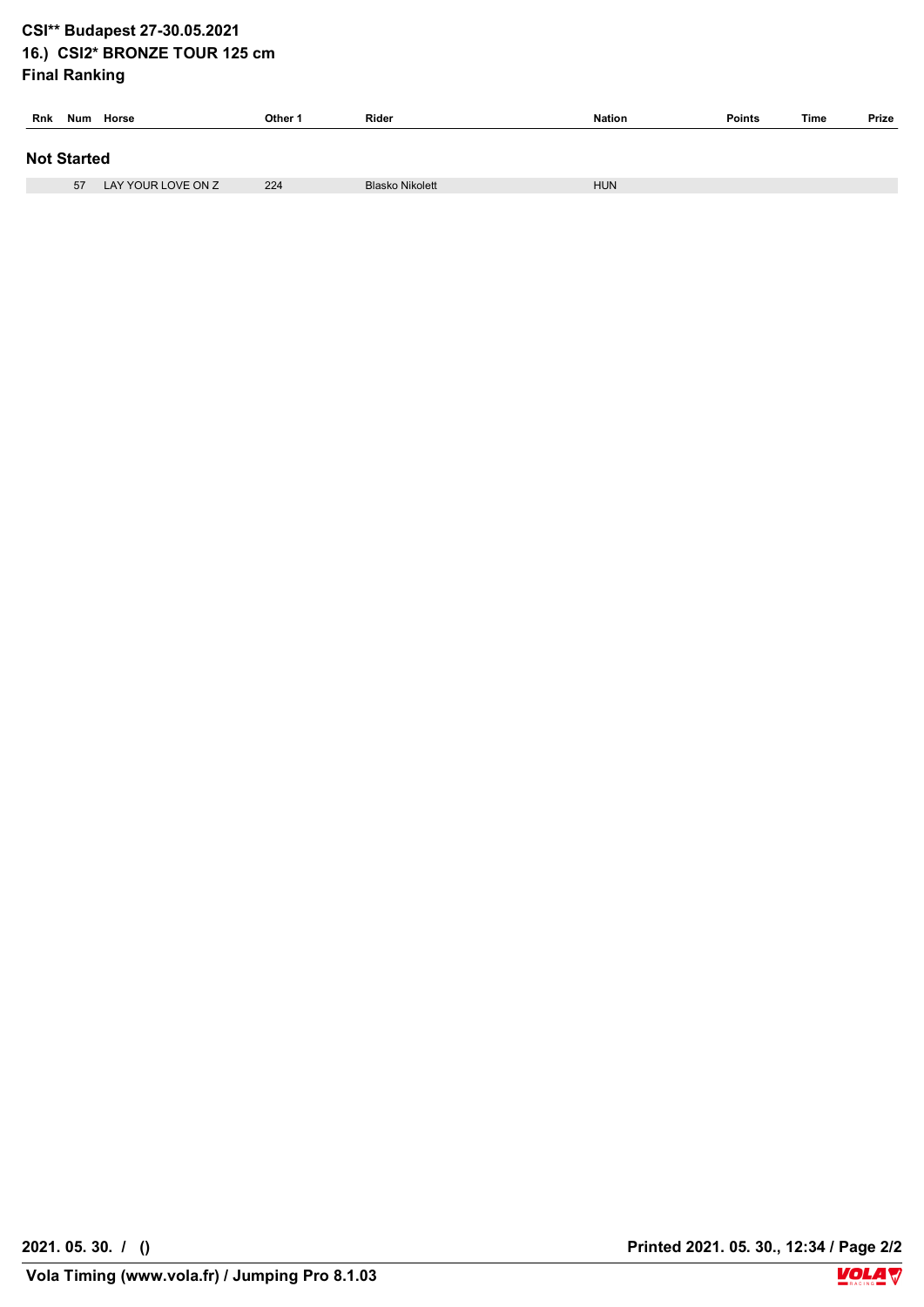# CSI** Budapest 27-30.05.2021

## 16.) CSI2* BRONZE TOUR 125 cm

## Final Ranking

| Rnk | Num | Horse | Other 1 | Rider | Nation | Points | Time | Prize |
|---|---|---|---|---|---|---|---|---|
| **Not Started** | | | | | | | | |
| | 57 | LAY YOUR LOVE ON Z | 224 | Blasko Nikolett | HUN | | | |

2021. 05. 30. / ()

Printed 2021. 05. 30., 12:34

Vola Timing (www.vola.fr) / Jumping Pro 8.1.03